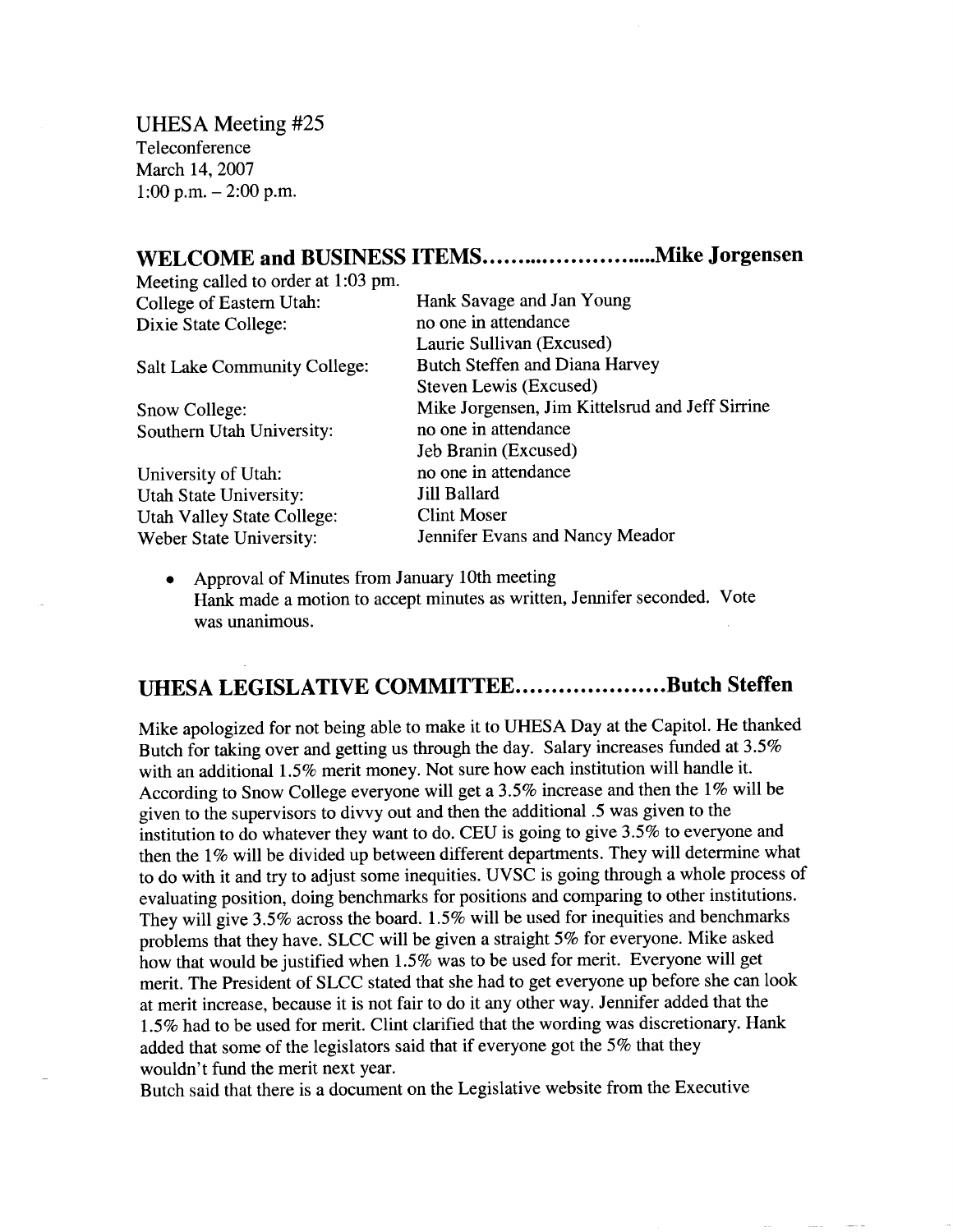UHESA Meeting #25
Teleconference
March 14, 2007
1:00 p.m. – 2:00 p.m.

## WELCOME and BUSINESS ITEMS……………………..Mike Jorgensen

Meeting called to order at 1:03 pm.

| | |
|---|---|
| College of Eastern Utah: | Hank Savage and Jan Young |
| Dixie State College: | no one in attendance<br>Laurie Sullivan (Excused) |
| Salt Lake Community College: | Butch Steffen and Diana Harvey<br>Steven Lewis (Excused) |
| Snow College: | Mike Jorgensen, Jim Kittelsrud and Jeff Sirrine |
| Southern Utah University: | no one in attendance<br>Jeb Branin (Excused) |
| University of Utah: | no one in attendance |
| Utah State University: | Jill Ballard |
| Utah Valley State College: | Clint Moser |
| Weber State University: | Jennifer Evans and Nancy Meador |

- Approval of Minutes from January 10th meeting
  Hank made a motion to accept minutes as written, Jennifer seconded. Vote was unanimous.

## UHESA LEGISLATIVE COMMITTEE…………………Butch Steffen

Mike apologized for not being able to make it to UHESA Day at the Capitol. He thanked Butch for taking over and getting us through the day. Salary increases funded at 3.5% with an additional 1.5% merit money. Not sure how each institution will handle it. According to Snow College everyone will get a 3.5% increase and then the 1% will be given to the supervisors to divvy out and then the additional .5 was given to the institution to do whatever they want to do. CEU is going to give 3.5% to everyone and then the 1% will be divided up between different departments. They will determine what to do with it and try to adjust some inequities. UVSC is going through a whole process of evaluating position, doing benchmarks for positions and comparing to other institutions. They will give 3.5% across the board. 1.5% will be used for inequities and benchmarks problems that they have. SLCC will be given a straight 5% for everyone. Mike asked how that would be justified when 1.5% was to be used for merit. Everyone will get merit. The President of SLCC stated that she had to get everyone up before she can look at merit increase, because it is not fair to do it any other way. Jennifer added that the 1.5% had to be used for merit. Clint clarified that the wording was discretionary. Hank added that some of the legislators said that if everyone got the 5% that they wouldn't fund the merit next year.
Butch said that there is a document on the Legislative website from the Executive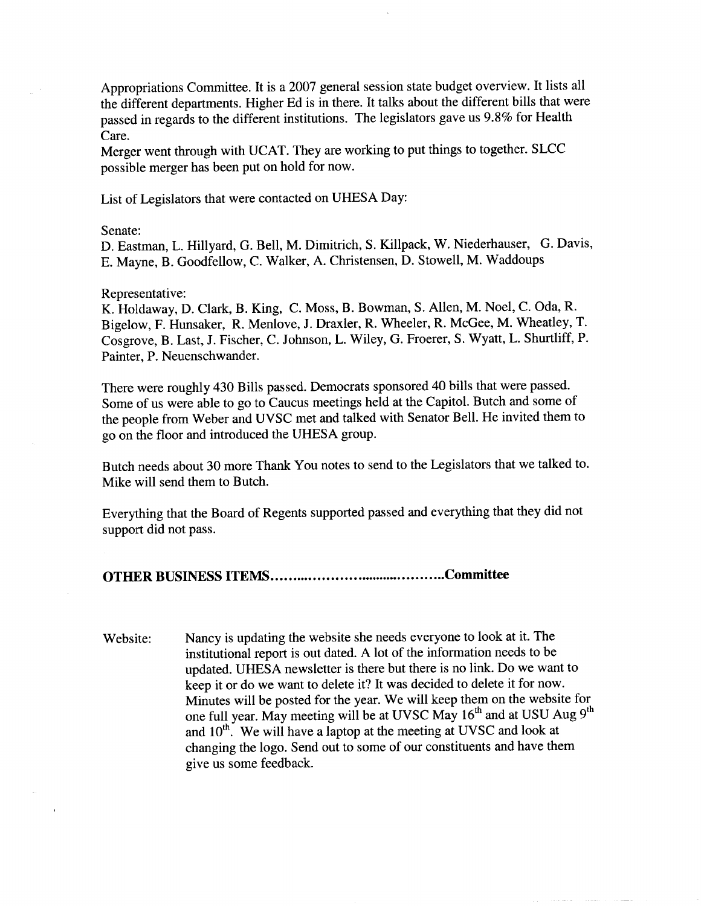Appropriations Committee. It is a 2007 general session state budget overview. It lists all the different departments. Higher Ed is in there. It talks about the different bills that were passed in regards to the different institutions. The legislators gave us 9.8% for Health Care.
Merger went through with UCAT. They are working to put things to together. SLCC possible merger has been put on hold for now.

List of Legislators that were contacted on UHESA Day:

Senate:
D. Eastman, L. Hillyard, G. Bell, M. Dimitrich, S. Killpack, W. Niederhauser, G. Davis, E. Mayne, B. Goodfellow, C. Walker, A. Christensen, D. Stowell, M. Waddoups

Representative:
K. Holdaway, D. Clark, B. King, C. Moss, B. Bowman, S. Allen, M. Noel, C. Oda, R. Bigelow, F. Hunsaker, R. Menlove, J. Draxler, R. Wheeler, R. McGee, M. Wheatley, T. Cosgrove, B. Last, J. Fischer, C. Johnson, L. Wiley, G. Froerer, S. Wyatt, L. Shurtliff, P. Painter, P. Neuenschwander.

There were roughly 430 Bills passed. Democrats sponsored 40 bills that were passed. Some of us were able to go to Caucus meetings held at the Capitol. Butch and some of the people from Weber and UVSC met and talked with Senator Bell. He invited them to go on the floor and introduced the UHESA group.

Butch needs about 30 more Thank You notes to send to the Legislators that we talked to. Mike will send them to Butch.

Everything that the Board of Regents supported passed and everything that they did not support did not pass.

**OTHER BUSINESS ITEMS....................................Committee**

Website: Nancy is updating the website she needs everyone to look at it. The institutional report is out dated. A lot of the information needs to be updated. UHESA newsletter is there but there is no link. Do we want to keep it or do we want to delete it? It was decided to delete it for now. Minutes will be posted for the year. We will keep them on the website for one full year. May meeting will be at UVSC May 16th and at USU Aug 9th and 10th. We will have a laptop at the meeting at UVSC and look at changing the logo. Send out to some of our constituents and have them give us some feedback.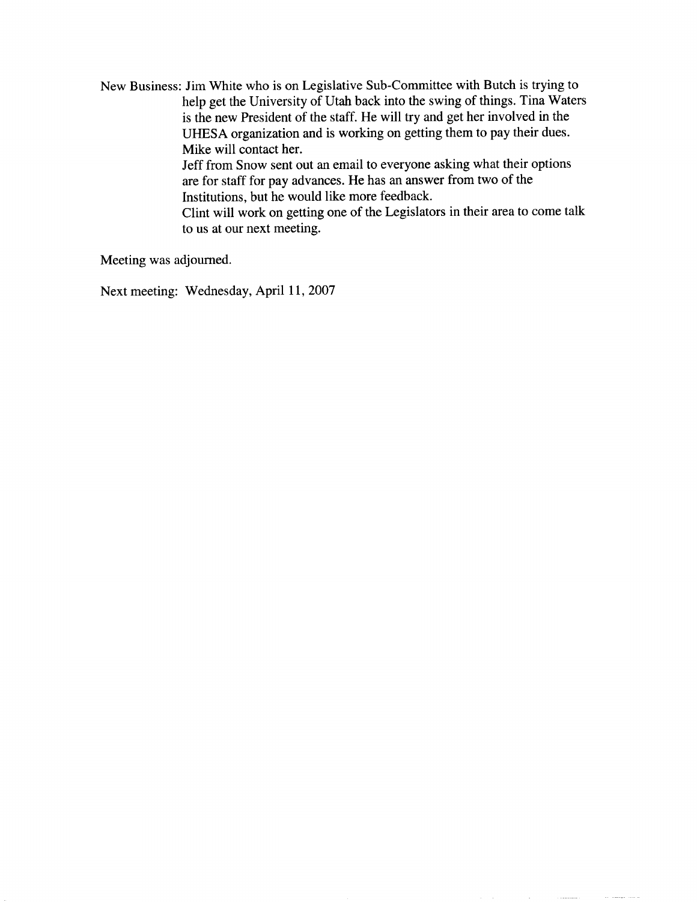New Business: Jim White who is on Legislative Sub-Committee with Butch is trying to help get the University of Utah back into the swing of things. Tina Waters is the new President of the staff. He will try and get her involved in the UHESA organization and is working on getting them to pay their dues. Mike will contact her.

Jeff from Snow sent out an email to everyone asking what their options are for staff for pay advances. He has an answer from two of the Institutions, but he would like more feedback.

Clint will work on getting one of the Legislators in their area to come talk to us at our next meeting.

Meeting was adjourned.

Next meeting: Wednesday, April 11, 2007